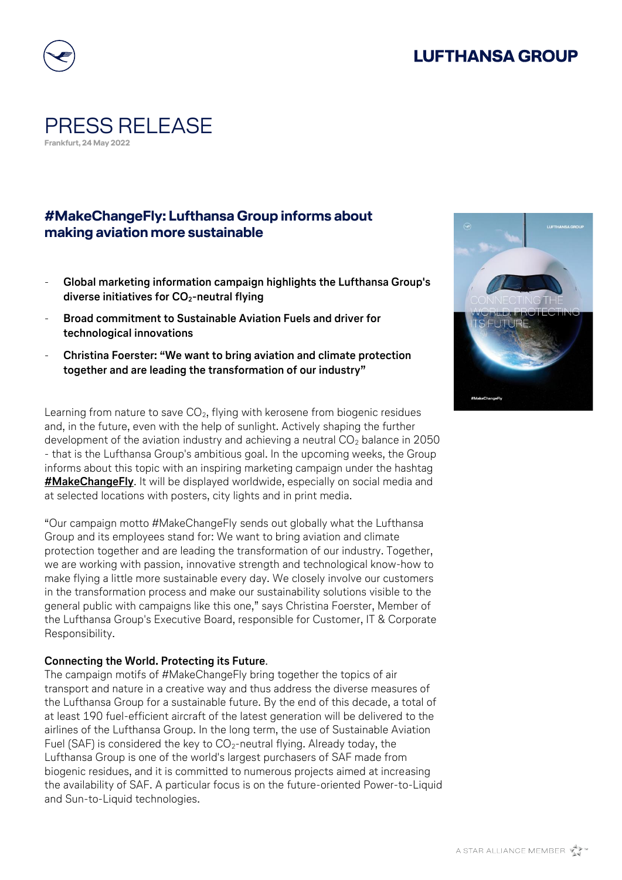# PRESS RELEASE

**Frankfurt, 24 May 2022**

## #MakeChangeFly: Lufthansa Group informs about making aviation more sustainable

- **Global marketing information campaign highlights the Lufthansa Group's diverse initiatives for $CO_2$-neutral flying**
- **Broad commitment to Sustainable Aviation Fuels and driver for technological innovations**
- **Christina Foerster: “We want to bring aviation and climate protection together and are leading the transformation of our industry”**

Learning from nature to save $CO_2$, flying with kerosene from biogenic residues and, in the future, even with the help of sunlight. Actively shaping the further development of the aviation industry and achieving a neutral $CO_2$ balance in 2050 - that is the Lufthansa Group's ambitious goal. In the upcoming weeks, the Group informs about this topic with an inspiring marketing campaign under the hashtag **#MakeChangeFly**. It will be displayed worldwide, especially on social media and at selected locations with posters, city lights and in print media.

“Our campaign motto #MakeChangeFly sends out globally what the Lufthansa Group and its employees stand for: We want to bring aviation and climate protection together and are leading the transformation of our industry. Together, we are working with passion, innovative strength and technological know-how to make flying a little more sustainable every day. We closely involve our customers in the transformation process and make our sustainability solutions visible to the general public with campaigns like this one,” says Christina Foerster, Member of the Lufthansa Group's Executive Board, responsible for Customer, IT & Corporate Responsibility.

**Connecting the World. Protecting its Future**.

The campaign motifs of #MakeChangeFly bring together the topics of air transport and nature in a creative way and thus address the diverse measures of the Lufthansa Group for a sustainable future. By the end of this decade, a total of at least 190 fuel-efficient aircraft of the latest generation will be delivered to the airlines of the Lufthansa Group. In the long term, the use of Sustainable Aviation Fuel (SAF) is considered the key to $CO_2$-neutral flying. Already today, the Lufthansa Group is one of the world's largest purchasers of SAF made from biogenic residues, and it is committed to numerous projects aimed at increasing the availability of SAF. A particular focus is on the future-oriented Power-to-Liquid and Sun-to-Liquid technologies.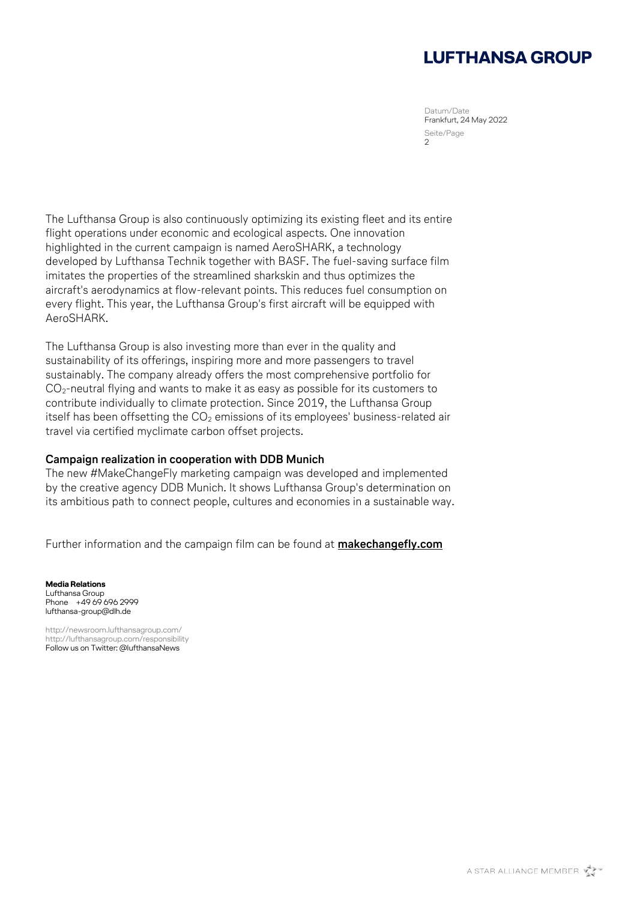The Lufthansa Group is also continuously optimizing its existing fleet and its entire flight operations under economic and ecological aspects. One innovation highlighted in the current campaign is named AeroSHARK, a technology developed by Lufthansa Technik together with BASF. The fuel-saving surface film imitates the properties of the streamlined sharkskin and thus optimizes the aircraft's aerodynamics at flow-relevant points. This reduces fuel consumption on every flight. This year, the Lufthansa Group's first aircraft will be equipped with AeroSHARK.

The Lufthansa Group is also investing more than ever in the quality and sustainability of its offerings, inspiring more and more passengers to travel sustainably. The company already offers the most comprehensive portfolio for $CO_2$-neutral flying and wants to make it as easy as possible for its customers to contribute individually to climate protection. Since 2019, the Lufthansa Group itself has been offsetting the $CO_2$ emissions of its employees' business-related air travel via certified myclimate carbon offset projects.

**Campaign realization in cooperation with DDB Munich**

The new #MakeChangeFly marketing campaign was developed and implemented by the creative agency DDB Munich. It shows Lufthansa Group's determination on its ambitious path to connect people, cultures and economies in a sustainable way.

Further information and the campaign film can be found at **makechangefly.com**

**Media Relations**
Lufthansa Group
Phone +49 69 696 2999
lufthansa-group@dlh.de

http://newsroom.lufthansagroup.com/
http://lufthansagroup.com/responsibility
Follow us on Twitter: @lufthansaNews